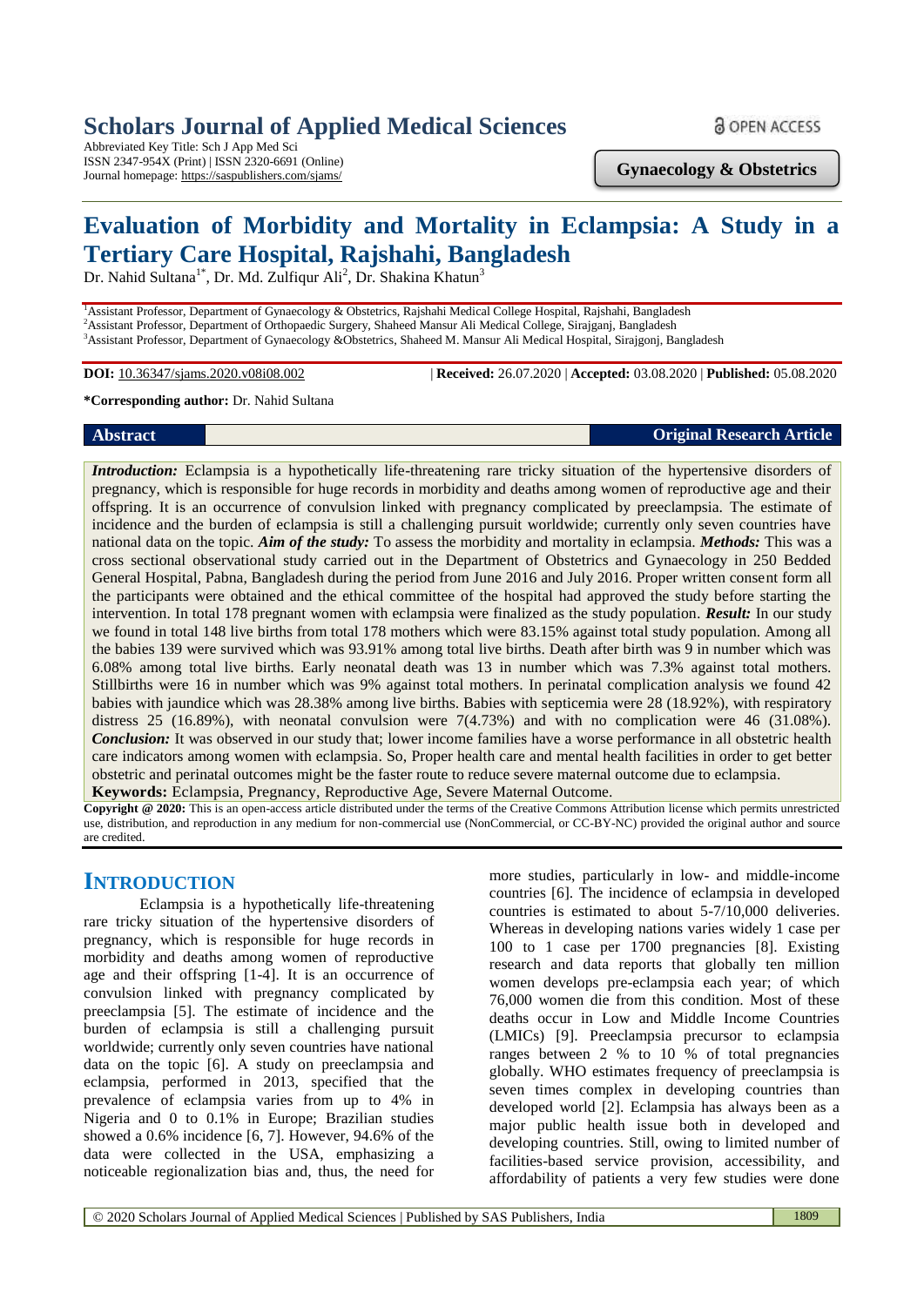# Scholars Journal of Applied Medical Sciences

Abbreviated Key Title: Sch J App Med Sci
ISSN 2347-954X (Print) | ISSN 2320-6691 (Online)
Journal homepage: https://saspublishers.com/sjams/

OPEN ACCESS

**Gynaecology & Obstetrics**

# Evaluation of Morbidity and Mortality in Eclampsia: A Study in a Tertiary Care Hospital, Rajshahi, Bangladesh

Dr. Nahid Sultana[1*], Dr. Md. Zulfiqur Ali[2], Dr. Shakina Khatun[3]

[1]Assistant Professor, Department of Gynaecology & Obstetrics, Rajshahi Medical College Hospital, Rajshahi, Bangladesh
[2]Assistant Professor, Department of Orthopaedic Surgery, Shaheed Mansur Ali Medical College, Sirajganj, Bangladesh
[3]Assistant Professor, Department of Gynaecology &Obstetrics, Shaheed M. Mansur Ali Medical Hospital, Sirajgonj, Bangladesh

**DOI:** 10.36347/sjams.2020.v08i08.002 | **Received:** 26.07.2020 | **Accepted:** 03.08.2020 | **Published:** 05.08.2020

***Corresponding author:** Dr. Nahid Sultana

## Abstract

**Original Research Article**

***Introduction:*** Eclampsia is a hypothetically life-threatening rare tricky situation of the hypertensive disorders of pregnancy, which is responsible for huge records in morbidity and deaths among women of reproductive age and their offspring. It is an occurrence of convulsion linked with pregnancy complicated by preeclampsia. The estimate of incidence and the burden of eclampsia is still a challenging pursuit worldwide; currently only seven countries have national data on the topic. ***Aim of the study:*** To assess the morbidity and mortality in eclampsia. ***Methods:*** This was a cross sectional observational study carried out in the Department of Obstetrics and Gynaecology in 250 Bedded General Hospital, Pabna, Bangladesh during the period from June 2016 and July 2016. Proper written consent form all the participants were obtained and the ethical committee of the hospital had approved the study before starting the intervention. In total 178 pregnant women with eclampsia were finalized as the study population. ***Result:*** In our study we found in total 148 live births from total 178 mothers which were 83.15% against total study population. Among all the babies 139 were survived which was 93.91% among total live births. Death after birth was 9 in number which was 6.08% among total live births. Early neonatal death was 13 in number which was 7.3% against total mothers. Stillbirths were 16 in number which was 9% against total mothers. In perinatal complication analysis we found 42 babies with jaundice which was 28.38% among live births. Babies with septicemia were 28 (18.92%), with respiratory distress 25 (16.89%), with neonatal convulsion were 7(4.73%) and with no complication were 46 (31.08%). ***Conclusion:*** It was observed in our study that; lower income families have a worse performance in all obstetric health care indicators among women with eclampsia. So, Proper health care and mental health facilities in order to get better obstetric and perinatal outcomes might be the faster route to reduce severe maternal outcome due to eclampsia.

**Keywords:** Eclampsia, Pregnancy, Reproductive Age, Severe Maternal Outcome.

**Copyright @ 2020:** This is an open-access article distributed under the terms of the Creative Commons Attribution license which permits unrestricted use, distribution, and reproduction in any medium for non-commercial use (NonCommercial, or CC-BY-NC) provided the original author and source are credited.

## INTRODUCTION

Eclampsia is a hypothetically life-threatening rare tricky situation of the hypertensive disorders of pregnancy, which is responsible for huge records in morbidity and deaths among women of reproductive age and their offspring [1-4]. It is an occurrence of convulsion linked with pregnancy complicated by preeclampsia [5]. The estimate of incidence and the burden of eclampsia is still a challenging pursuit worldwide; currently only seven countries have national data on the topic [6]. A study on preeclampsia and eclampsia, performed in 2013, specified that the prevalence of eclampsia varies from up to 4% in Nigeria and 0 to 0.1% in Europe; Brazilian studies showed a 0.6% incidence [6, 7]. However, 94.6% of the data were collected in the USA, emphasizing a noticeable regionalization bias and, thus, the need for more studies, particularly in low- and middle-income countries [6]. The incidence of eclampsia in developed countries is estimated to about 5-7/10,000 deliveries. Whereas in developing nations varies widely 1 case per 100 to 1 case per 1700 pregnancies [8]. Existing research and data reports that globally ten million women develops pre-eclampsia each year; of which 76,000 women die from this condition. Most of these deaths occur in Low and Middle Income Countries (LMICs) [9]. Preeclampsia precursor to eclampsia ranges between 2 % to 10 % of total pregnancies globally. WHO estimates frequency of preeclampsia is seven times complex in developing countries than developed world [2]. Eclampsia has always been as a major public health issue both in developed and developing countries. Still, owing to limited number of facilities-based service provision, accessibility, and affordability of patients a very few studies were done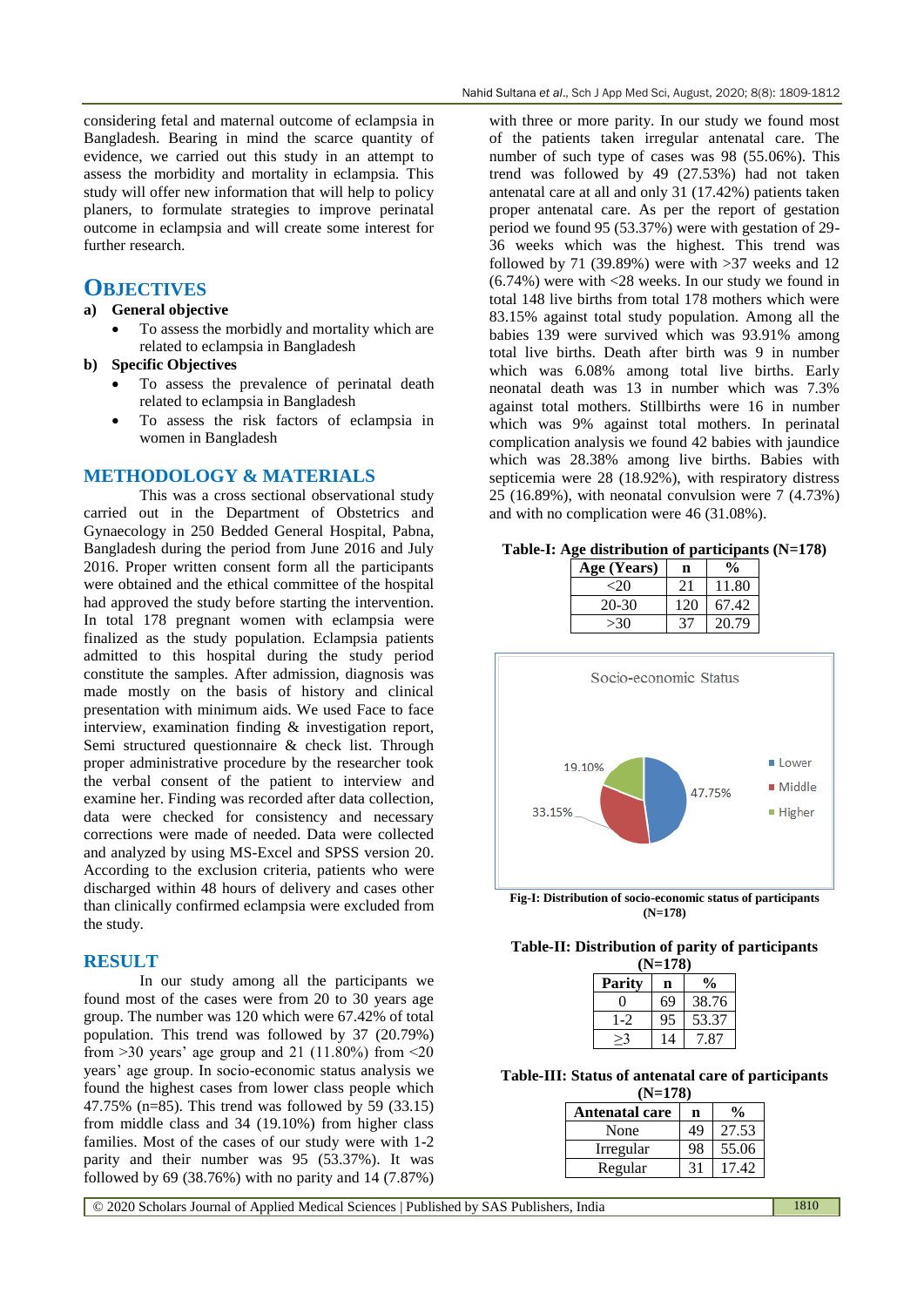considering fetal and maternal outcome of eclampsia in Bangladesh. Bearing in mind the scarce quantity of evidence, we carried out this study in an attempt to assess the morbidity and mortality in eclampsia. This study will offer new information that will help to policy planers, to formulate strategies to improve perinatal outcome in eclampsia and will create some interest for further research.

## OBJECTIVES

**a) General objective**

- To assess the morbidly and mortality which are related to eclampsia in Bangladesh

**b) Specific Objectives**

- To assess the prevalence of perinatal death related to eclampsia in Bangladesh
- To assess the risk factors of eclampsia in women in Bangladesh

## METHODOLOGY & MATERIALS

This was a cross sectional observational study carried out in the Department of Obstetrics and Gynaecology in 250 Bedded General Hospital, Pabna, Bangladesh during the period from June 2016 and July 2016. Proper written consent form all the participants were obtained and the ethical committee of the hospital had approved the study before starting the intervention. In total 178 pregnant women with eclampsia were finalized as the study population. Eclampsia patients admitted to this hospital during the study period constitute the samples. After admission, diagnosis was made mostly on the basis of history and clinical presentation with minimum aids. We used Face to face interview, examination finding & investigation report, Semi structured questionnaire & check list. Through proper administrative procedure by the researcher took the verbal consent of the patient to interview and examine her. Finding was recorded after data collection, data were checked for consistency and necessary corrections were made of needed. Data were collected and analyzed by using MS-Excel and SPSS version 20. According to the exclusion criteria, patients who were discharged within 48 hours of delivery and cases other than clinically confirmed eclampsia were excluded from the study.

## RESULT

In our study among all the participants we found most of the cases were from 20 to 30 years age group. The number was 120 which were 67.42% of total population. This trend was followed by 37 (20.79%) from >30 years' age group and 21 (11.80%) from <20 years' age group. In socio-economic status analysis we found the highest cases from lower class people which 47.75% (n=85). This trend was followed by 59 (33.15) from middle class and 34 (19.10%) from higher class families. Most of the cases of our study were with 1-2 parity and their number was 95 (53.37%). It was followed by 69 (38.76%) with no parity and 14 (7.87%) with three or more parity. In our study we found most of the patients taken irregular antenatal care. The number of such type of cases was 98 (55.06%). This trend was followed by 49 (27.53%) had not taken antenatal care at all and only 31 (17.42%) patients taken proper antenatal care. As per the report of gestation period we found 95 (53.37%) were with gestation of 29-36 weeks which was the highest. This trend was followed by 71 (39.89%) were with >37 weeks and 12 (6.74%) were with <28 weeks. In our study we found in total 148 live births from total 178 mothers which were 83.15% against total study population. Among all the babies 139 were survived which was 93.91% among total live births. Death after birth was 9 in number which was 6.08% among total live births. Early neonatal death was 13 in number which was 7.3% against total mothers. Stillbirths were 16 in number which was 9% against total mothers. In perinatal complication analysis we found 42 babies with jaundice which was 28.38% among live births. Babies with septicemia were 28 (18.92%), with respiratory distress 25 (16.89%), with neonatal convulsion were 7 (4.73%) and with no complication were 46 (31.08%).

**Table-I: Age distribution of participants (N=178)**

| Age (Years) | n | % |
|---|---|---|
| <20 | 21 | 11.80 |
| 20-30 | 120 | 67.42 |
| >30 | 37 | 20.79 |

Socio-economic Status

19.10%

47.75%

33.15%

Lower

Middle

Higher

**Fig-I: Distribution of socio-economic status of participants (N=178)**

**Table-II: Distribution of parity of participants (N=178)**

| Parity | n | % |
|---|---|---|
| 0 | 69 | 38.76 |
| 1-2 | 95 | 53.37 |
| ≥3 | 14 | 7.87 |

**Table-III: Status of antenatal care of participants (N=178)**

| Antenatal care | n | % |
|---|---|---|
| None | 49 | 27.53 |
| Irregular | 98 | 55.06 |
| Regular | 31 | 17.42 |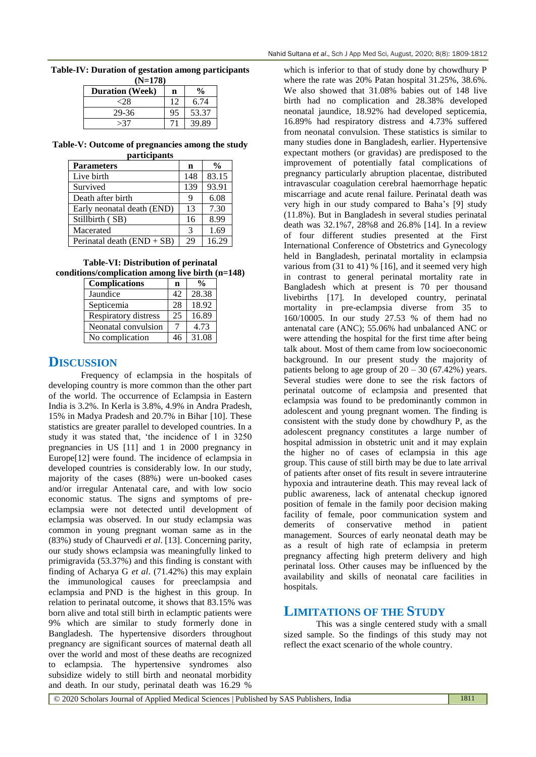**Table-IV: Duration of gestation among participants (N=178)**

| Duration (Week) | n | % |
|---|---|---|
| <28 | 12 | 6.74 |
| 29-36 | 95 | 53.37 |
| >37 | 71 | 39.89 |

**Table-V: Outcome of pregnancies among the study participants**

| Parameters | n | % |
|---|---|---|
| Live birth | 148 | 83.15 |
| Survived | 139 | 93.91 |
| Death after birth | 9 | 6.08 |
| Early neonatal death (END) | 13 | 7.30 |
| Stillbirth ( SB) | 16 | 8.99 |
| Macerated | 3 | 1.69 |
| Perinatal death (END + SB) | 29 | 16.29 |

**Table-VI: Distribution of perinatal conditions/complication among live birth (n=148)**

| Complications | n | % |
|---|---|---|
| Jaundice | 42 | 28.38 |
| Septicemia | 28 | 18.92 |
| Respiratory distress | 25 | 16.89 |
| Neonatal convulsion | 7 | 4.73 |
| No complication | 46 | 31.08 |

## DISCUSSION

Frequency of eclampsia in the hospitals of developing country is more common than the other part of the world. The occurrence of Eclampsia in Eastern India is 3.2%. In Kerla is 3.8%, 4.9% in Andra Pradesh, 15% in Madya Pradesh and 20.7% in Bihar [10]. These statistics are greater parallel to developed countries. In a study it was stated that, 'the incidence of 1 in 3250 pregnancies in US [11] and 1 in 2000 pregnancy in Europe[12] were found. The incidence of eclampsia in developed countries is considerably low. In our study, majority of the cases (88%) were un-booked cases and/or irregular Antenatal care, and with low socio economic status. The signs and symptoms of pre-eclampsia were not detected until development of eclampsia was observed. In our study eclampsia was common in young pregnant woman same as in the (83%) study of Chaurvedi *et al*. [13]. Concerning parity, our study shows eclampsia was meaningfully linked to primigravida (53.37%) and this finding is constant with finding of Acharya G *et al*. (71.42%) this may explain the immunological causes for preeclampsia and eclampsia and PND is the highest in this group. In relation to perinatal outcome, it shows that 83.15% was born alive and total still birth in eclamptic patients were 9% which are similar to study formerly done in Bangladesh. The hypertensive disorders throughout pregnancy are significant sources of maternal death all over the world and most of these deaths are recognized to eclampsia. The hypertensive syndromes also subsidize widely to still birth and neonatal morbidity and death. In our study, perinatal death was 16.29 % which is inferior to that of study done by chowdhury P where the rate was 20% Patan hospital 31.25%, 38.6%. We also showed that 31.08% babies out of 148 live birth had no complication and 28.38% developed neonatal jaundice, 18.92% had developed septicemia, 16.89% had respiratory distress and 4.73% suffered from neonatal convulsion. These statistics is similar to many studies done in Bangladesh, earlier. Hypertensive expectant mothers (or gravidas) are predisposed to the improvement of potentially fatal complications of pregnancy particularly abruption placentae, distributed intravascular coagulation cerebral haemorrhage hepatic miscarriage and acute renal failure. Perinatal death was very high in our study compared to Baha's [9] study (11.8%). But in Bangladesh in several studies perinatal death was 32.1%7, 28%8 and 26.8% [14]. In a review of four different studies presented at the First International Conference of Obstetrics and Gynecology held in Bangladesh, perinatal mortality in eclampsia various from (31 to 41) % [16], and it seemed very high in contrast to general perinatal mortality rate in Bangladesh which at present is 70 per thousand livebirths [17]. In developed country, perinatal mortality in pre-eclampsia diverse from 35 to 160/10005. In our study 27.53 % of them had no antenatal care (ANC); 55.06% had unbalanced ANC or were attending the hospital for the first time after being talk about. Most of them came from low socioeconomic background. In our present study the majority of patients belong to age group of 20 – 30 (67.42%) years. Several studies were done to see the risk factors of perinatal outcome of eclampsia and presented that eclampsia was found to be predominantly common in adolescent and young pregnant women. The finding is consistent with the study done by chowdhury P, as the adolescent pregnancy constitutes a large number of hospital admission in obstetric unit and it may explain the higher no of cases of eclampsia in this age group. This cause of still birth may be due to late arrival of patients after onset of fits result in severe intrauterine hypoxia and intrauterine death. This may reveal lack of public awareness, lack of antenatal checkup ignored position of female in the family poor decision making facility of female, poor communication system and demerits of conservative method in patient management. Sources of early neonatal death may be as a result of high rate of eclampsia in preterm pregnancy affecting high preterm delivery and high perinatal loss. Other causes may be influenced by the availability and skills of neonatal care facilities in hospitals.

## LIMITATIONS OF THE STUDY

This was a single centered study with a small sized sample. So the findings of this study may not reflect the exact scenario of the whole country.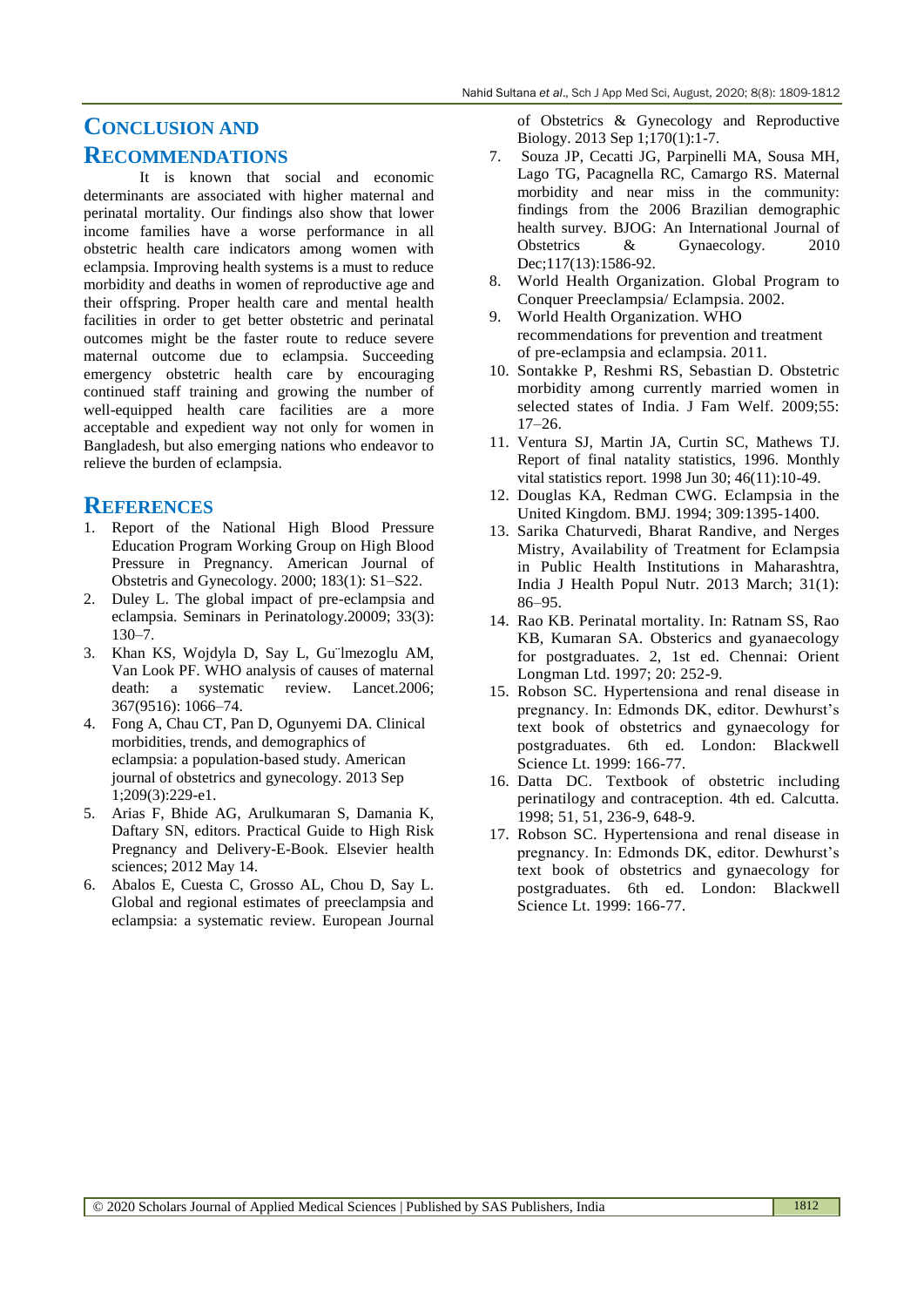## Conclusion and Recommendations

It is known that social and economic determinants are associated with higher maternal and perinatal mortality. Our findings also show that lower income families have a worse performance in all obstetric health care indicators among women with eclampsia. Improving health systems is a must to reduce morbidity and deaths in women of reproductive age and their offspring. Proper health care and mental health facilities in order to get better obstetric and perinatal outcomes might be the faster route to reduce severe maternal outcome due to eclampsia. Succeeding emergency obstetric health care by encouraging continued staff training and growing the number of well-equipped health care facilities are a more acceptable and expedient way not only for women in Bangladesh, but also emerging nations who endeavor to relieve the burden of eclampsia.

## References

1. Report of the National High Blood Pressure Education Program Working Group on High Blood Pressure in Pregnancy. American Journal of Obstetris and Gynecology. 2000; 183(1): S1–S22.
2. Duley L. The global impact of pre-eclampsia and eclampsia. Seminars in Perinatology.20009; 33(3): 130–7.
3. Khan KS, Wojdyla D, Say L, Gu¨lmezoglu AM, Van Look PF. WHO analysis of causes of maternal death: a systematic review. Lancet.2006; 367(9516): 1066–74.
4. Fong A, Chau CT, Pan D, Ogunyemi DA. Clinical morbidities, trends, and demographics of eclampsia: a population-based study. American journal of obstetrics and gynecology. 2013 Sep 1;209(3):229-e1.
5. Arias F, Bhide AG, Arulkumaran S, Damania K, Daftary SN, editors. Practical Guide to High Risk Pregnancy and Delivery-E-Book. Elsevier health sciences; 2012 May 14.
6. Abalos E, Cuesta C, Grosso AL, Chou D, Say L. Global and regional estimates of preeclampsia and eclampsia: a systematic review. European Journal of Obstetrics & Gynecology and Reproductive Biology. 2013 Sep 1;170(1):1-7.
7. Souza JP, Cecatti JG, Parpinelli MA, Sousa MH, Lago TG, Pacagnella RC, Camargo RS. Maternal morbidity and near miss in the community: findings from the 2006 Brazilian demographic health survey. BJOG: An International Journal of Obstetrics & Gynaecology. 2010 Dec;117(13):1586-92.
8. World Health Organization. Global Program to Conquer Preeclampsia/ Eclampsia. 2002.
9. World Health Organization. WHO recommendations for prevention and treatment of pre-eclampsia and eclampsia. 2011.
10. Sontakke P, Reshmi RS, Sebastian D. Obstetric morbidity among currently married women in selected states of India. J Fam Welf. 2009;55: 17–26.
11. Ventura SJ, Martin JA, Curtin SC, Mathews TJ. Report of final natality statistics, 1996. Monthly vital statistics report. 1998 Jun 30; 46(11):10-49.
12. Douglas KA, Redman CWG. Eclampsia in the United Kingdom. BMJ. 1994; 309:1395-1400.
13. Sarika Chaturvedi, Bharat Randive, and Nerges Mistry, Availability of Treatment for Eclampsia in Public Health Institutions in Maharashtra, India J Health Popul Nutr. 2013 March; 31(1): 86–95.
14. Rao KB. Perinatal mortality. In: Ratnam SS, Rao KB, Kumaran SA. Obsterics and gyanaecology for postgraduates. 2, 1st ed. Chennai: Orient Longman Ltd. 1997; 20: 252-9.
15. Robson SC. Hypertensiona and renal disease in pregnancy. In: Edmonds DK, editor. Dewhurst's text book of obstetrics and gynaecology for postgraduates. 6th ed. London: Blackwell Science Lt. 1999: 166-77.
16. Datta DC. Textbook of obstetric including perinatilogy and contraception. 4th ed. Calcutta. 1998; 51, 51, 236-9, 648-9.
17. Robson SC. Hypertensiona and renal disease in pregnancy. In: Edmonds DK, editor. Dewhurst's text book of obstetrics and gynaecology for postgraduates. 6th ed. London: Blackwell Science Lt. 1999: 166-77.